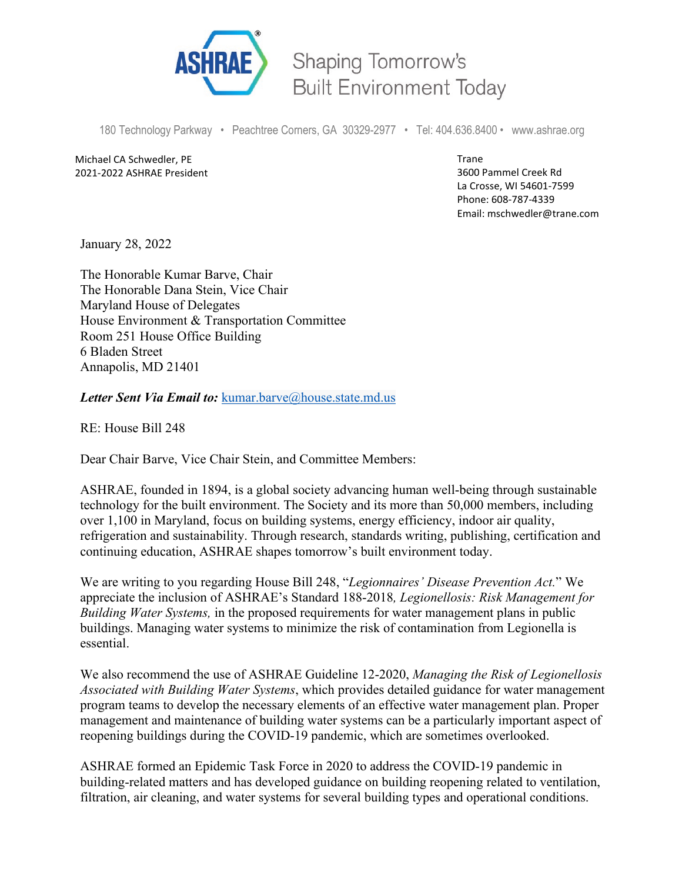ASHRAE® Shaping Tomorrow's Built Environment Today

180 Technology Parkway • Peachtree Corners, GA 30329-2977 • Tel: 404.636.8400 • www.ashrae.org

Michael CA Schwedler, PE
2021-2022 ASHRAE President

Trane
3600 Pammel Creek Rd
La Crosse, WI 54601-7599
Phone: 608-787-4339
Email: mschwedler@trane.com

January 28, 2022

The Honorable Kumar Barve, Chair
The Honorable Dana Stein, Vice Chair
Maryland House of Delegates
House Environment & Transportation Committee
Room 251 House Office Building
6 Bladen Street
Annapolis, MD 21401

***Letter Sent Via Email to:*** kumar.barve@house.state.md.us

RE: House Bill 248

Dear Chair Barve, Vice Chair Stein, and Committee Members:

ASHRAE, founded in 1894, is a global society advancing human well-being through sustainable technology for the built environment. The Society and its more than 50,000 members, including over 1,100 in Maryland, focus on building systems, energy efficiency, indoor air quality, refrigeration and sustainability. Through research, standards writing, publishing, certification and continuing education, ASHRAE shapes tomorrow's built environment today.

We are writing to you regarding House Bill 248, "*Legionnaires' Disease Prevention Act.*" We appreciate the inclusion of ASHRAE's Standard 188-2018*, Legionellosis: Risk Management for Building Water Systems,* in the proposed requirements for water management plans in public buildings. Managing water systems to minimize the risk of contamination from Legionella is essential.

We also recommend the use of ASHRAE Guideline 12-2020, *Managing the Risk of Legionellosis Associated with Building Water Systems*, which provides detailed guidance for water management program teams to develop the necessary elements of an effective water management plan. Proper management and maintenance of building water systems can be a particularly important aspect of reopening buildings during the COVID-19 pandemic, which are sometimes overlooked.

ASHRAE formed an Epidemic Task Force in 2020 to address the COVID-19 pandemic in building-related matters and has developed guidance on building reopening related to ventilation, filtration, air cleaning, and water systems for several building types and operational conditions.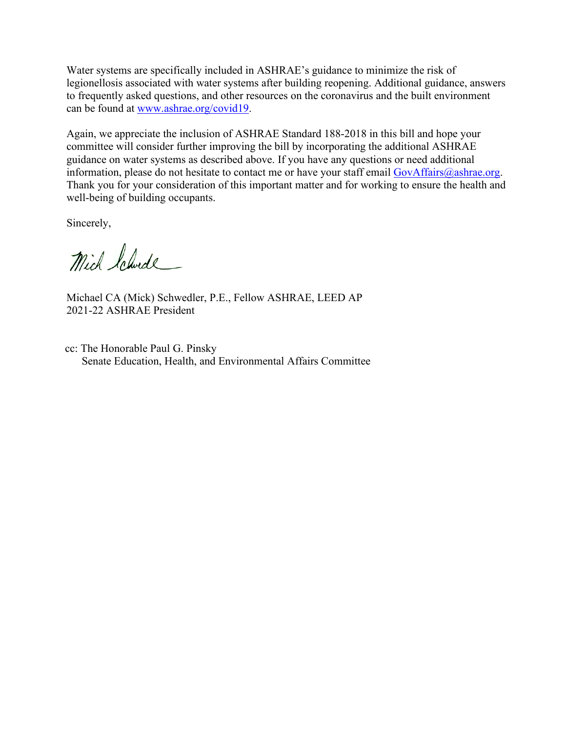Water systems are specifically included in ASHRAE's guidance to minimize the risk of legionellosis associated with water systems after building reopening. Additional guidance, answers to frequently asked questions, and other resources on the coronavirus and the built environment can be found at www.ashrae.org/covid19.

Again, we appreciate the inclusion of ASHRAE Standard 188-2018 in this bill and hope your committee will consider further improving the bill by incorporating the additional ASHRAE guidance on water systems as described above. If you have any questions or need additional information, please do not hesitate to contact me or have your staff email GovAffairs@ashrae.org. Thank you for your consideration of this important matter and for working to ensure the health and well-being of building occupants.

Sincerely,

Michael CA (Mick) Schwedler, P.E., Fellow ASHRAE, LEED AP
2021-22 ASHRAE President

cc: The Honorable Paul G. Pinsky
Senate Education, Health, and Environmental Affairs Committee